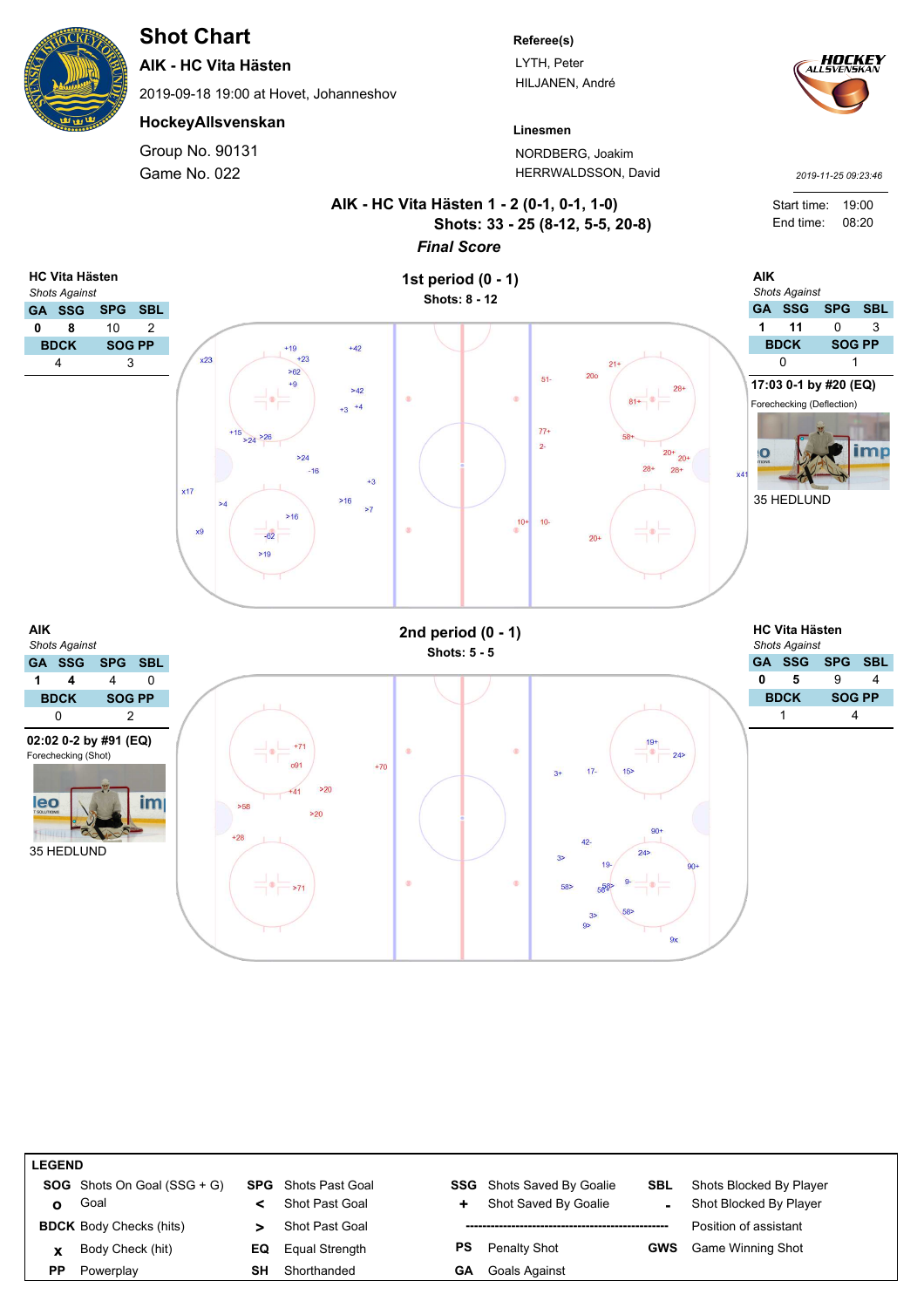# Shot Chart

**AIK - HC Vita Hästen**

2019-09-18 19:00 at Hovet, Johanneshov

**HockeyAllsvenskan**

Group No. 90131

Game No. 022

**Referee(s)**

LYTH, Peter

HILJANEN, André

**Linesmen**

NORDBERG, Joakim

HERRWALDSSON, David

2019-11-25 09:23:46

Start time: 19:00

End time: 08:20

**AIK - HC Vita Hästen 1 - 2 (0-1, 0-1, 1-0)**

**Shots: 33 - 25 (8-12, 5-5, 20-8)**

***Final Score***

## 1st period (0 - 1)

**Shots: 8 - 12**

**HC Vita Hästen**

*Shots Against*

| GA | SSG | SPG | SBL |
|---|---|---|---|
| 0 | 8 | 10 | 2 |
| **BDCK** | | **SOG PP** | |
| 4 | | 3 | |

**AIK**

*Shots Against*

| GA | SSG | SPG | SBL |
|---|---|---|---|
| 1 | 11 | 0 | 3 |
| **BDCK** | | **SOG PP** | |
| 0 | | 1 | |

**17:03 0-1 by #20 (EQ)**

Forechecking (Deflection)

35 HEDLUND

## 2nd period (0 - 1)

**Shots: 5 - 5**

**AIK**

*Shots Against*

| GA | SSG | SPG | SBL |
|---|---|---|---|
| 1 | 4 | 4 | 0 |
| **BDCK** | | **SOG PP** | |
| 0 | | 2 | |

**02:02 0-2 by #91 (EQ)**

Forechecking (Shot)

35 HEDLUND

**HC Vita Hästen**

*Shots Against*

| GA | SSG | SPG | SBL |
|---|---|---|---|
| 0 | 5 | 9 | 4 |
| **BDCK** | | **SOG PP** | |
| 1 | | 4 | |

**LEGEND**

| | | | | | | | |
|---|---|---|---|---|---|---|---|
| **SOG** | Shots On Goal (SSG + G) | **SPG** | Shots Past Goal | **SSG** | Shots Saved By Goalie | **SBL** | Shots Blocked By Player |
| **o** | Goal | **<** | Shot Past Goal | **+** | Shot Saved By Goalie | **-** | Shot Blocked By Player |
| **BDCK** | Body Checks (hits) | **>** | Shot Past Goal | | ------------------------------------------ | | Position of assistant |
| **x** | Body Check (hit) | **EQ** | Equal Strength | **PS** | Penalty Shot | **GWS** | Game Winning Shot |
| **PP** | Powerplay | **SH** | Shorthanded | **GA** | Goals Against | | |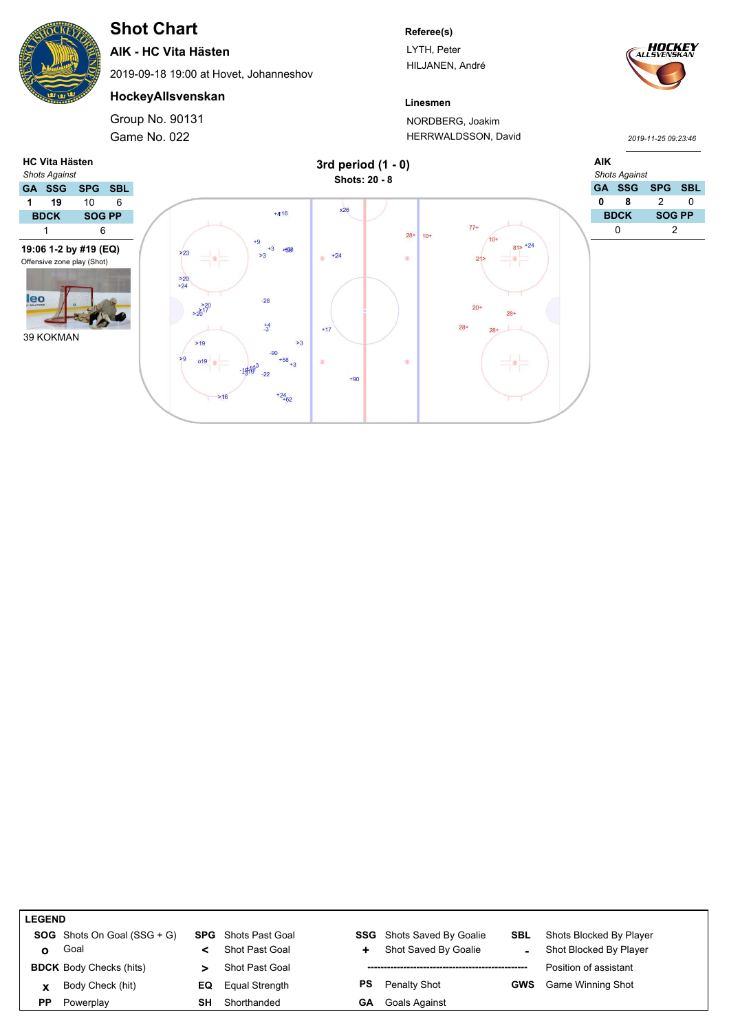# Shot Chart

**AIK - HC Vita Hästen**

2019-09-18 19:00 at Hovet, Johanneshov

**HockeyAllsvenskan**

Group No. 90131

Game No. 022

**Referee(s)**

LYTH, Peter

HILJANEN, André

**Linesmen**

NORDBERG, Joakim

HERRWALDSSON, David

*2019-11-25 09:23:46*

## 3rd period (1 - 0)

**Shots: 20 - 8**

**HC Vita Hästen**

*Shots Against*

| GA | SSG | SPG | SBL |
|---|---|---|---|
| 1 | 19 | 10 | 6 |

| BDCK | SOG PP |
|---|---|
| 1 | 6 |

**19:06 1-2 by #19 (EQ)**

Offensive zone play (Shot)

39 KOKMAN

**AIK**

*Shots Against*

| GA | SSG | SPG | SBL |
|---|---|---|---|
| 0 | 8 | 2 | 0 |

| BDCK | SOG PP |
|---|---|
| 0 | 2 |

**LEGEND**

| | | | | | | | |
|---|---|---|---|---|---|---|---|
| **SOG** | Shots On Goal (SSG + G) | **SPG** | Shots Past Goal | **SSG** | Shots Saved By Goalie | **SBL** | Shots Blocked By Player |
| **o** | Goal | **<** | Shot Past Goal | **+** | Shot Saved By Goalie | **-** | Shot Blocked By Player |
| **BDCK** | Body Checks (hits) | **>** | Shot Past Goal | | | | Position of assistant |
| **x** | Body Check (hit) | **EQ** | Equal Strength | **PS** | Penalty Shot | **GWS** | Game Winning Shot |
| **PP** | Powerplay | **SH** | Shorthanded | **GA** | Goals Against | | |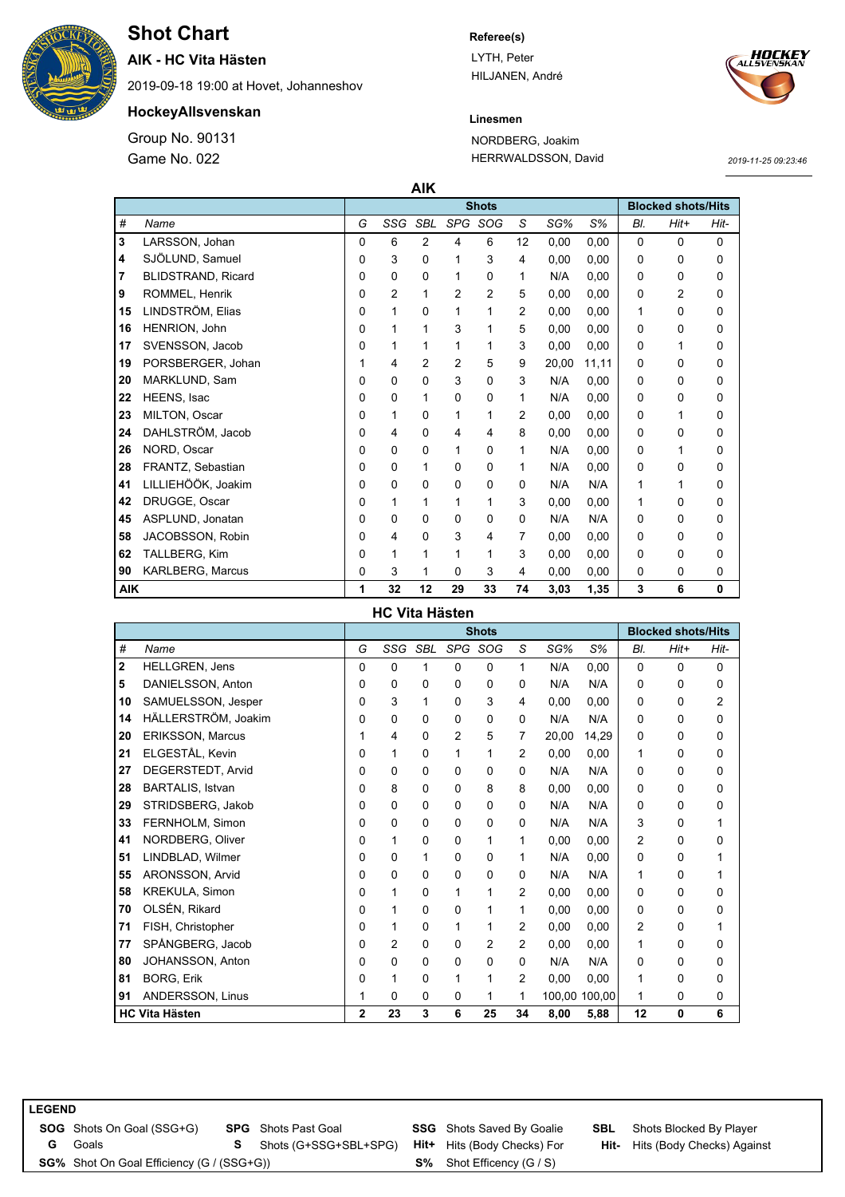# Shot Chart

## AIK - HC Vita Hästen

2019-09-18 19:00 at Hovet, Johanneshov

**HockeyAllsvenskan**

Group No. 90131

Game No. 022

**Referee(s)**

LYTH, Peter

HILJANEN, André

**Linesmen**

NORDBERG, Joakim

HERRWALDSSON, David

*2019-11-25 09:23:46*

### AIK

| | | Shots | | | | | | | | Blocked shots/Hits | | |
|---|---|---|---|---|---|---|---|---|---|---|---|---|
| # | Name | G | SSG | SBL | SPG | SOG | S | SG% | S% | Bl. | Hit+ | Hit- |
| 3 | LARSSON, Johan | 0 | 6 | 2 | 4 | 6 | 12 | 0,00 | 0,00 | 0 | 0 | 0 |
| 4 | SJÖLUND, Samuel | 0 | 3 | 0 | 1 | 3 | 4 | 0,00 | 0,00 | 0 | 0 | 0 |
| 7 | BLIDSTRAND, Ricard | 0 | 0 | 0 | 1 | 0 | 1 | N/A | 0,00 | 0 | 0 | 0 |
| 9 | ROMMEL, Henrik | 0 | 2 | 1 | 2 | 2 | 5 | 0,00 | 0,00 | 0 | 2 | 0 |
| 15 | LINDSTRÖM, Elias | 0 | 1 | 0 | 1 | 1 | 2 | 0,00 | 0,00 | 1 | 0 | 0 |
| 16 | HENRION, John | 0 | 1 | 1 | 3 | 1 | 5 | 0,00 | 0,00 | 0 | 0 | 0 |
| 17 | SVENSSON, Jacob | 0 | 1 | 1 | 1 | 1 | 3 | 0,00 | 0,00 | 0 | 1 | 0 |
| 19 | PORSBERGER, Johan | 1 | 4 | 2 | 2 | 5 | 9 | 20,00 | 11,11 | 0 | 0 | 0 |
| 20 | MARKLUND, Sam | 0 | 0 | 0 | 3 | 0 | 3 | N/A | 0,00 | 0 | 0 | 0 |
| 22 | HEENS, Isac | 0 | 0 | 1 | 0 | 0 | 1 | N/A | 0,00 | 0 | 0 | 0 |
| 23 | MILTON, Oscar | 0 | 1 | 0 | 1 | 1 | 2 | 0,00 | 0,00 | 0 | 1 | 0 |
| 24 | DAHLSTRÖM, Jacob | 0 | 4 | 0 | 4 | 4 | 8 | 0,00 | 0,00 | 0 | 0 | 0 |
| 26 | NORD, Oscar | 0 | 0 | 0 | 1 | 0 | 1 | N/A | 0,00 | 0 | 1 | 0 |
| 28 | FRANTZ, Sebastian | 0 | 0 | 1 | 0 | 0 | 1 | N/A | 0,00 | 0 | 0 | 0 |
| 41 | LILLIEHÖÖK, Joakim | 0 | 0 | 0 | 0 | 0 | 0 | N/A | N/A | 1 | 1 | 0 |
| 42 | DRUGGE, Oscar | 0 | 1 | 1 | 1 | 1 | 3 | 0,00 | 0,00 | 1 | 0 | 0 |
| 45 | ASPLUND, Jonatan | 0 | 0 | 0 | 0 | 0 | 0 | N/A | N/A | 0 | 0 | 0 |
| 58 | JACOBSSON, Robin | 0 | 4 | 0 | 3 | 4 | 7 | 0,00 | 0,00 | 0 | 0 | 0 |
| 62 | TALLBERG, Kim | 0 | 1 | 1 | 1 | 1 | 3 | 0,00 | 0,00 | 0 | 0 | 0 |
| 90 | KARLBERG, Marcus | 0 | 3 | 1 | 0 | 3 | 4 | 0,00 | 0,00 | 0 | 0 | 0 |
| **AIK** | | **1** | **32** | **12** | **29** | **33** | **74** | **3,03** | **1,35** | **3** | **6** | **0** |

### HC Vita Hästen

| | | Shots | | | | | | | | Blocked shots/Hits | | |
|---|---|---|---|---|---|---|---|---|---|---|---|---|
| # | Name | G | SSG | SBL | SPG | SOG | S | SG% | S% | Bl. | Hit+ | Hit- |
| 2 | HELLGREN, Jens | 0 | 0 | 1 | 0 | 0 | 1 | N/A | 0,00 | 0 | 0 | 0 |
| 5 | DANIELSSON, Anton | 0 | 0 | 0 | 0 | 0 | 0 | N/A | N/A | 0 | 0 | 0 |
| 10 | SAMUELSSON, Jesper | 0 | 3 | 1 | 0 | 3 | 4 | 0,00 | 0,00 | 0 | 0 | 2 |
| 14 | HÄLLERSTRÖM, Joakim | 0 | 0 | 0 | 0 | 0 | 0 | N/A | N/A | 0 | 0 | 0 |
| 20 | ERIKSSON, Marcus | 1 | 4 | 0 | 2 | 5 | 7 | 20,00 | 14,29 | 0 | 0 | 0 |
| 21 | ELGESTÅL, Kevin | 0 | 1 | 0 | 1 | 1 | 2 | 0,00 | 0,00 | 1 | 0 | 0 |
| 27 | DEGERSTEDT, Arvid | 0 | 0 | 0 | 0 | 0 | 0 | N/A | N/A | 0 | 0 | 0 |
| 28 | BARTALIS, Istvan | 0 | 8 | 0 | 0 | 8 | 8 | 0,00 | 0,00 | 0 | 0 | 0 |
| 29 | STRIDSBERG, Jakob | 0 | 0 | 0 | 0 | 0 | 0 | N/A | N/A | 0 | 0 | 0 |
| 33 | FERNHOLM, Simon | 0 | 0 | 0 | 0 | 0 | 0 | N/A | N/A | 3 | 0 | 1 |
| 41 | NORDBERG, Oliver | 0 | 1 | 0 | 0 | 1 | 1 | 0,00 | 0,00 | 2 | 0 | 0 |
| 51 | LINDBLAD, Wilmer | 0 | 0 | 1 | 0 | 0 | 1 | N/A | 0,00 | 0 | 0 | 1 |
| 55 | ARONSSON, Arvid | 0 | 0 | 0 | 0 | 0 | 0 | N/A | N/A | 1 | 0 | 1 |
| 58 | KREKULA, Simon | 0 | 1 | 0 | 1 | 1 | 2 | 0,00 | 0,00 | 0 | 0 | 0 |
| 70 | OLSÉN, Rikard | 0 | 1 | 0 | 0 | 1 | 1 | 0,00 | 0,00 | 0 | 0 | 0 |
| 71 | FISH, Christopher | 0 | 1 | 0 | 1 | 1 | 2 | 0,00 | 0,00 | 2 | 0 | 1 |
| 77 | SPÅNGBERG, Jacob | 0 | 2 | 0 | 0 | 2 | 2 | 0,00 | 0,00 | 1 | 0 | 0 |
| 80 | JOHANSSON, Anton | 0 | 0 | 0 | 0 | 0 | 0 | N/A | N/A | 0 | 0 | 0 |
| 81 | BORG, Erik | 0 | 1 | 0 | 1 | 1 | 2 | 0,00 | 0,00 | 1 | 0 | 0 |
| 91 | ANDERSSON, Linus | 1 | 0 | 0 | 0 | 1 | 1 | 100,00 | 100,00 | 1 | 0 | 0 |
| **HC Vita Hästen** | | **2** | **23** | **3** | **6** | **25** | **34** | **8,00** | **5,88** | **12** | **0** | **6** |

**LEGEND**

- **SOG** Shots On Goal (SSG+G)
- **G** Goals
- **SG%** Shot On Goal Efficiency (G / (SSG+G))
- **SPG** Shots Past Goal
- **S** Shots (G+SSG+SBL+SPG)
- **SSG** Shots Saved By Goalie
- **Hit+** Hits (Body Checks) For
- **S%** Shot Efficency (G / S)
- **SBL** Shots Blocked By Player
- **Hit-** Hits (Body Checks) Against